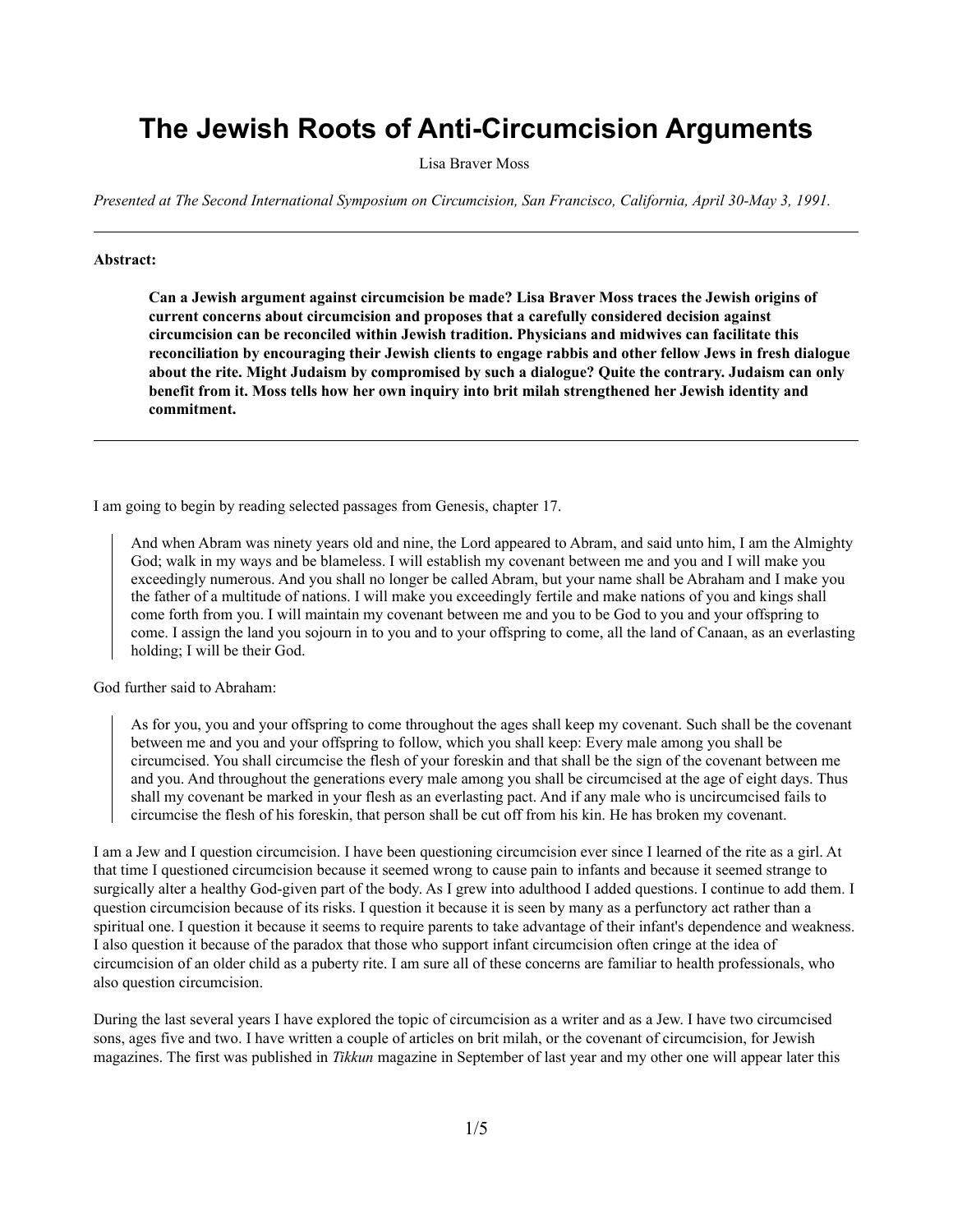# The Jewish Roots of Anti-Circumcision Arguments

Lisa Braver Moss

*Presented at The Second International Symposium on Circumcision, San Francisco, California, April 30-May 3, 1991.*

---

**Abstract:**

> **Can a Jewish argument against circumcision be made? Lisa Braver Moss traces the Jewish origins of current concerns about circumcision and proposes that a carefully considered decision against circumcision can be reconciled within Jewish tradition. Physicians and midwives can facilitate this reconciliation by encouraging their Jewish clients to engage rabbis and other fellow Jews in fresh dialogue about the rite. Might Judaism by compromised by such a dialogue? Quite the contrary. Judaism can only benefit from it. Moss tells how her own inquiry into brit milah strengthened her Jewish identity and commitment.**

---

I am going to begin by reading selected passages from Genesis, chapter 17.

> And when Abram was ninety years old and nine, the Lord appeared to Abram, and said unto him, I am the Almighty God; walk in my ways and be blameless. I will establish my covenant between me and you and I will make you exceedingly numerous. And you shall no longer be called Abram, but your name shall be Abraham and I make you the father of a multitude of nations. I will make you exceedingly fertile and make nations of you and kings shall come forth from you. I will maintain my covenant between me and you to be God to you and your offspring to come. I assign the land you sojourn in to you and to your offspring to come, all the land of Canaan, as an everlasting holding; I will be their God.

God further said to Abraham:

> As for you, you and your offspring to come throughout the ages shall keep my covenant. Such shall be the covenant between me and you and your offspring to follow, which you shall keep: Every male among you shall be circumcised. You shall circumcise the flesh of your foreskin and that shall be the sign of the covenant between me and you. And throughout the generations every male among you shall be circumcised at the age of eight days. Thus shall my covenant be marked in your flesh as an everlasting pact. And if any male who is uncircumcised fails to circumcise the flesh of his foreskin, that person shall be cut off from his kin. He has broken my covenant.

I am a Jew and I question circumcision. I have been questioning circumcision ever since I learned of the rite as a girl. At that time I questioned circumcision because it seemed wrong to cause pain to infants and because it seemed strange to surgically alter a healthy God-given part of the body. As I grew into adulthood I added questions. I continue to add them. I question circumcision because of its risks. I question it because it is seen by many as a perfunctory act rather than a spiritual one. I question it because it seems to require parents to take advantage of their infant's dependence and weakness. I also question it because of the paradox that those who support infant circumcision often cringe at the idea of circumcision of an older child as a puberty rite. I am sure all of these concerns are familiar to health professionals, who also question circumcision.

During the last several years I have explored the topic of circumcision as a writer and as a Jew. I have two circumcised sons, ages five and two. I have written a couple of articles on brit milah, or the covenant of circumcision, for Jewish magazines. The first was published in *Tikkun* magazine in September of last year and my other one will appear later this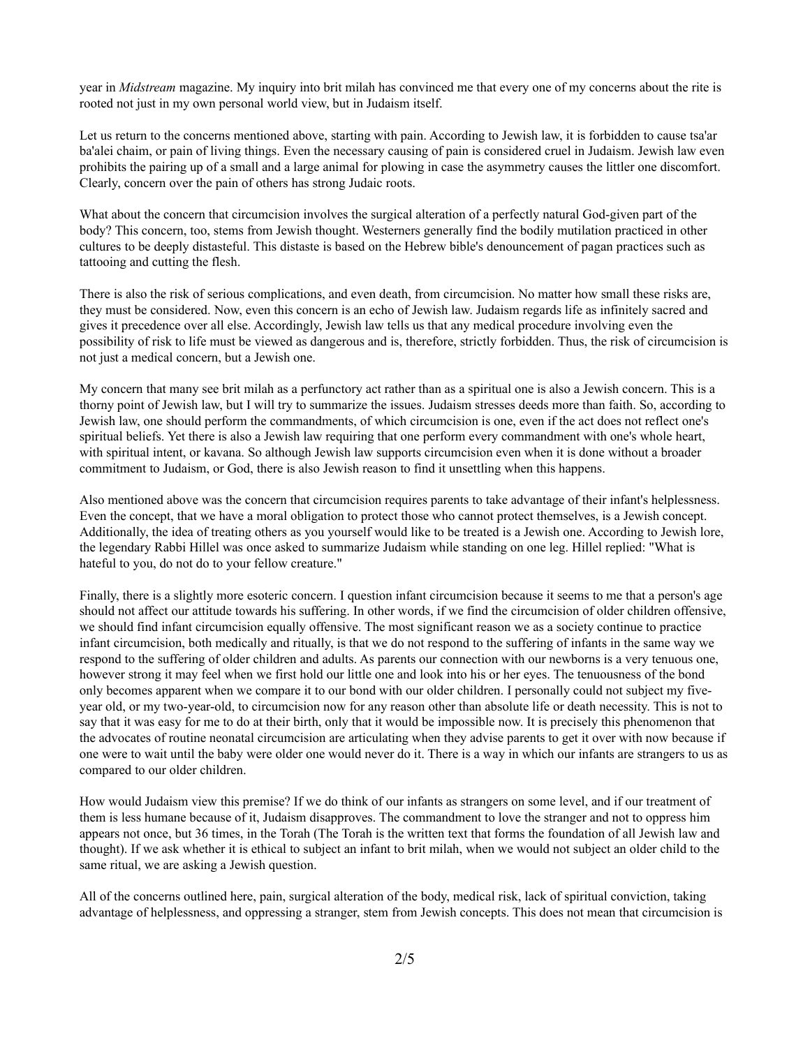year in *Midstream* magazine. My inquiry into brit milah has convinced me that every one of my concerns about the rite is rooted not just in my own personal world view, but in Judaism itself.

Let us return to the concerns mentioned above, starting with pain. According to Jewish law, it is forbidden to cause tsa'ar ba'alei chaim, or pain of living things. Even the necessary causing of pain is considered cruel in Judaism. Jewish law even prohibits the pairing up of a small and a large animal for plowing in case the asymmetry causes the littler one discomfort. Clearly, concern over the pain of others has strong Judaic roots.

What about the concern that circumcision involves the surgical alteration of a perfectly natural God-given part of the body? This concern, too, stems from Jewish thought. Westerners generally find the bodily mutilation practiced in other cultures to be deeply distasteful. This distaste is based on the Hebrew bible's denouncement of pagan practices such as tattooing and cutting the flesh.

There is also the risk of serious complications, and even death, from circumcision. No matter how small these risks are, they must be considered. Now, even this concern is an echo of Jewish law. Judaism regards life as infinitely sacred and gives it precedence over all else. Accordingly, Jewish law tells us that any medical procedure involving even the possibility of risk to life must be viewed as dangerous and is, therefore, strictly forbidden. Thus, the risk of circumcision is not just a medical concern, but a Jewish one.

My concern that many see brit milah as a perfunctory act rather than as a spiritual one is also a Jewish concern. This is a thorny point of Jewish law, but I will try to summarize the issues. Judaism stresses deeds more than faith. So, according to Jewish law, one should perform the commandments, of which circumcision is one, even if the act does not reflect one's spiritual beliefs. Yet there is also a Jewish law requiring that one perform every commandment with one's whole heart, with spiritual intent, or kavana. So although Jewish law supports circumcision even when it is done without a broader commitment to Judaism, or God, there is also Jewish reason to find it unsettling when this happens.

Also mentioned above was the concern that circumcision requires parents to take advantage of their infant's helplessness. Even the concept, that we have a moral obligation to protect those who cannot protect themselves, is a Jewish concept. Additionally, the idea of treating others as you yourself would like to be treated is a Jewish one. According to Jewish lore, the legendary Rabbi Hillel was once asked to summarize Judaism while standing on one leg. Hillel replied: "What is hateful to you, do not do to your fellow creature."

Finally, there is a slightly more esoteric concern. I question infant circumcision because it seems to me that a person's age should not affect our attitude towards his suffering. In other words, if we find the circumcision of older children offensive, we should find infant circumcision equally offensive. The most significant reason we as a society continue to practice infant circumcision, both medically and ritually, is that we do not respond to the suffering of infants in the same way we respond to the suffering of older children and adults. As parents our connection with our newborns is a very tenuous one, however strong it may feel when we first hold our little one and look into his or her eyes. The tenuousness of the bond only becomes apparent when we compare it to our bond with our older children. I personally could not subject my five-year old, or my two-year-old, to circumcision now for any reason other than absolute life or death necessity. This is not to say that it was easy for me to do at their birth, only that it would be impossible now. It is precisely this phenomenon that the advocates of routine neonatal circumcision are articulating when they advise parents to get it over with now because if one were to wait until the baby were older one would never do it. There is a way in which our infants are strangers to us as compared to our older children.

How would Judaism view this premise? If we do think of our infants as strangers on some level, and if our treatment of them is less humane because of it, Judaism disapproves. The commandment to love the stranger and not to oppress him appears not once, but 36 times, in the Torah (The Torah is the written text that forms the foundation of all Jewish law and thought). If we ask whether it is ethical to subject an infant to brit milah, when we would not subject an older child to the same ritual, we are asking a Jewish question.

All of the concerns outlined here, pain, surgical alteration of the body, medical risk, lack of spiritual conviction, taking advantage of helplessness, and oppressing a stranger, stem from Jewish concepts. This does not mean that circumcision is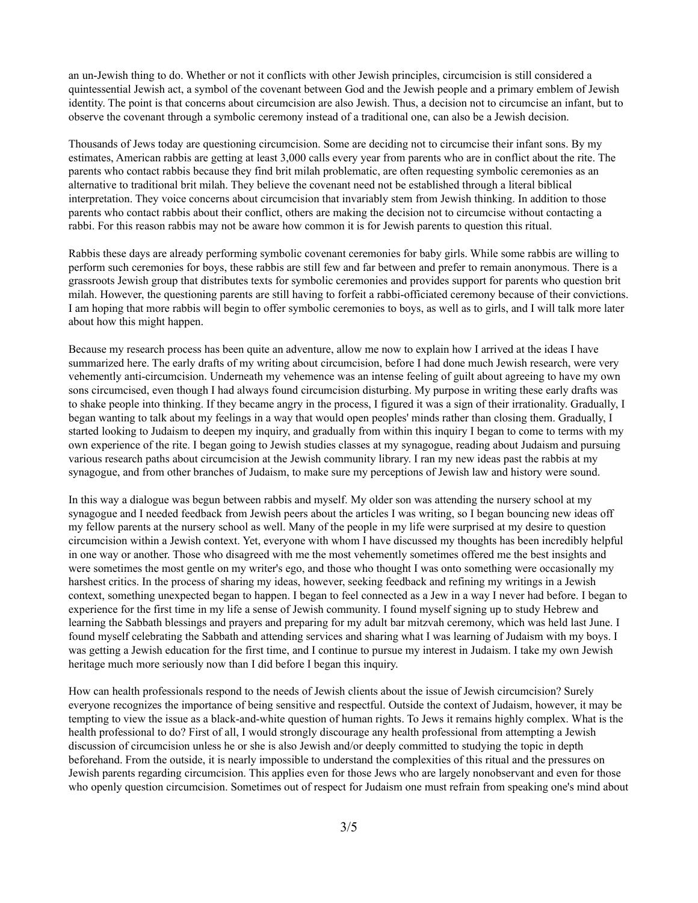an un-Jewish thing to do. Whether or not it conflicts with other Jewish principles, circumcision is still considered a quintessential Jewish act, a symbol of the covenant between God and the Jewish people and a primary emblem of Jewish identity. The point is that concerns about circumcision are also Jewish. Thus, a decision not to circumcise an infant, but to observe the covenant through a symbolic ceremony instead of a traditional one, can also be a Jewish decision.

Thousands of Jews today are questioning circumcision. Some are deciding not to circumcise their infant sons. By my estimates, American rabbis are getting at least 3,000 calls every year from parents who are in conflict about the rite. The parents who contact rabbis because they find brit milah problematic, are often requesting symbolic ceremonies as an alternative to traditional brit milah. They believe the covenant need not be established through a literal biblical interpretation. They voice concerns about circumcision that invariably stem from Jewish thinking. In addition to those parents who contact rabbis about their conflict, others are making the decision not to circumcise without contacting a rabbi. For this reason rabbis may not be aware how common it is for Jewish parents to question this ritual.

Rabbis these days are already performing symbolic covenant ceremonies for baby girls. While some rabbis are willing to perform such ceremonies for boys, these rabbis are still few and far between and prefer to remain anonymous. There is a grassroots Jewish group that distributes texts for symbolic ceremonies and provides support for parents who question brit milah. However, the questioning parents are still having to forfeit a rabbi-officiated ceremony because of their convictions. I am hoping that more rabbis will begin to offer symbolic ceremonies to boys, as well as to girls, and I will talk more later about how this might happen.

Because my research process has been quite an adventure, allow me now to explain how I arrived at the ideas I have summarized here. The early drafts of my writing about circumcision, before I had done much Jewish research, were very vehemently anti-circumcision. Underneath my vehemence was an intense feeling of guilt about agreeing to have my own sons circumcised, even though I had always found circumcision disturbing. My purpose in writing these early drafts was to shake people into thinking. If they became angry in the process, I figured it was a sign of their irrationality. Gradually, I began wanting to talk about my feelings in a way that would open peoples' minds rather than closing them. Gradually, I started looking to Judaism to deepen my inquiry, and gradually from within this inquiry I began to come to terms with my own experience of the rite. I began going to Jewish studies classes at my synagogue, reading about Judaism and pursuing various research paths about circumcision at the Jewish community library. I ran my new ideas past the rabbis at my synagogue, and from other branches of Judaism, to make sure my perceptions of Jewish law and history were sound.

In this way a dialogue was begun between rabbis and myself. My older son was attending the nursery school at my synagogue and I needed feedback from Jewish peers about the articles I was writing, so I began bouncing new ideas off my fellow parents at the nursery school as well. Many of the people in my life were surprised at my desire to question circumcision within a Jewish context. Yet, everyone with whom I have discussed my thoughts has been incredibly helpful in one way or another. Those who disagreed with me the most vehemently sometimes offered me the best insights and were sometimes the most gentle on my writer's ego, and those who thought I was onto something were occasionally my harshest critics. In the process of sharing my ideas, however, seeking feedback and refining my writings in a Jewish context, something unexpected began to happen. I began to feel connected as a Jew in a way I never had before. I began to experience for the first time in my life a sense of Jewish community. I found myself signing up to study Hebrew and learning the Sabbath blessings and prayers and preparing for my adult bar mitzvah ceremony, which was held last June. I found myself celebrating the Sabbath and attending services and sharing what I was learning of Judaism with my boys. I was getting a Jewish education for the first time, and I continue to pursue my interest in Judaism. I take my own Jewish heritage much more seriously now than I did before I began this inquiry.

How can health professionals respond to the needs of Jewish clients about the issue of Jewish circumcision? Surely everyone recognizes the importance of being sensitive and respectful. Outside the context of Judaism, however, it may be tempting to view the issue as a black-and-white question of human rights. To Jews it remains highly complex. What is the health professional to do? First of all, I would strongly discourage any health professional from attempting a Jewish discussion of circumcision unless he or she is also Jewish and/or deeply committed to studying the topic in depth beforehand. From the outside, it is nearly impossible to understand the complexities of this ritual and the pressures on Jewish parents regarding circumcision. This applies even for those Jews who are largely nonobservant and even for those who openly question circumcision. Sometimes out of respect for Judaism one must refrain from speaking one's mind about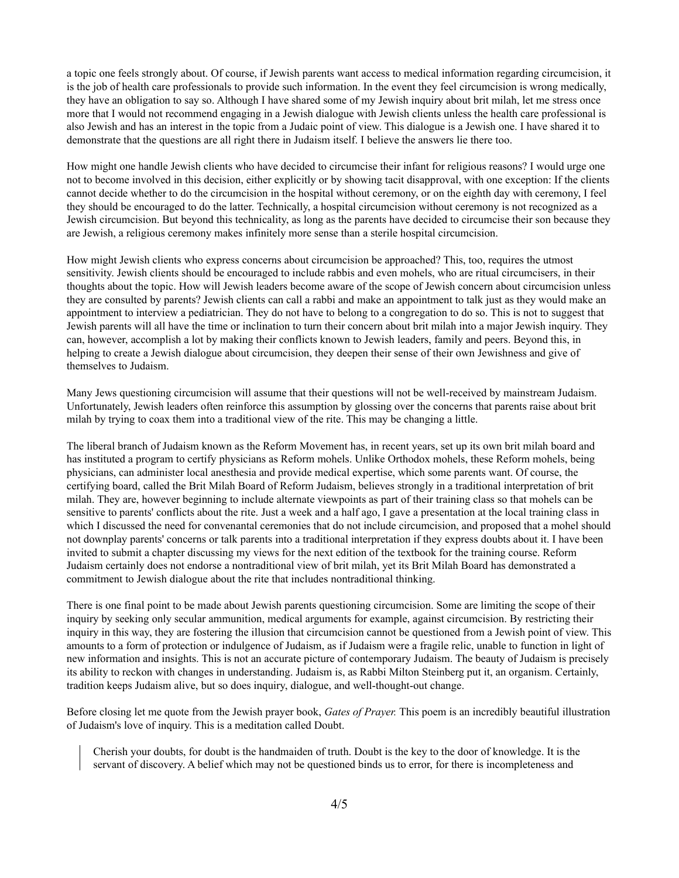a topic one feels strongly about. Of course, if Jewish parents want access to medical information regarding circumcision, it is the job of health care professionals to provide such information. In the event they feel circumcision is wrong medically, they have an obligation to say so. Although I have shared some of my Jewish inquiry about brit milah, let me stress once more that I would not recommend engaging in a Jewish dialogue with Jewish clients unless the health care professional is also Jewish and has an interest in the topic from a Judaic point of view. This dialogue is a Jewish one. I have shared it to demonstrate that the questions are all right there in Judaism itself. I believe the answers lie there too.

How might one handle Jewish clients who have decided to circumcise their infant for religious reasons? I would urge one not to become involved in this decision, either explicitly or by showing tacit disapproval, with one exception: If the clients cannot decide whether to do the circumcision in the hospital without ceremony, or on the eighth day with ceremony, I feel they should be encouraged to do the latter. Technically, a hospital circumcision without ceremony is not recognized as a Jewish circumcision. But beyond this technicality, as long as the parents have decided to circumcise their son because they are Jewish, a religious ceremony makes infinitely more sense than a sterile hospital circumcision.

How might Jewish clients who express concerns about circumcision be approached? This, too, requires the utmost sensitivity. Jewish clients should be encouraged to include rabbis and even mohels, who are ritual circumcisers, in their thoughts about the topic. How will Jewish leaders become aware of the scope of Jewish concern about circumcision unless they are consulted by parents? Jewish clients can call a rabbi and make an appointment to talk just as they would make an appointment to interview a pediatrician. They do not have to belong to a congregation to do so. This is not to suggest that Jewish parents will all have the time or inclination to turn their concern about brit milah into a major Jewish inquiry. They can, however, accomplish a lot by making their conflicts known to Jewish leaders, family and peers. Beyond this, in helping to create a Jewish dialogue about circumcision, they deepen their sense of their own Jewishness and give of themselves to Judaism.

Many Jews questioning circumcision will assume that their questions will not be well-received by mainstream Judaism. Unfortunately, Jewish leaders often reinforce this assumption by glossing over the concerns that parents raise about brit milah by trying to coax them into a traditional view of the rite. This may be changing a little.

The liberal branch of Judaism known as the Reform Movement has, in recent years, set up its own brit milah board and has instituted a program to certify physicians as Reform mohels. Unlike Orthodox mohels, these Reform mohels, being physicians, can administer local anesthesia and provide medical expertise, which some parents want. Of course, the certifying board, called the Brit Milah Board of Reform Judaism, believes strongly in a traditional interpretation of brit milah. They are, however beginning to include alternate viewpoints as part of their training class so that mohels can be sensitive to parents' conflicts about the rite. Just a week and a half ago, I gave a presentation at the local training class in which I discussed the need for convenantal ceremonies that do not include circumcision, and proposed that a mohel should not downplay parents' concerns or talk parents into a traditional interpretation if they express doubts about it. I have been invited to submit a chapter discussing my views for the next edition of the textbook for the training course. Reform Judaism certainly does not endorse a nontraditional view of brit milah, yet its Brit Milah Board has demonstrated a commitment to Jewish dialogue about the rite that includes nontraditional thinking.

There is one final point to be made about Jewish parents questioning circumcision. Some are limiting the scope of their inquiry by seeking only secular ammunition, medical arguments for example, against circumcision. By restricting their inquiry in this way, they are fostering the illusion that circumcision cannot be questioned from a Jewish point of view. This amounts to a form of protection or indulgence of Judaism, as if Judaism were a fragile relic, unable to function in light of new information and insights. This is not an accurate picture of contemporary Judaism. The beauty of Judaism is precisely its ability to reckon with changes in understanding. Judaism is, as Rabbi Milton Steinberg put it, an organism. Certainly, tradition keeps Judaism alive, but so does inquiry, dialogue, and well-thought-out change.

Before closing let me quote from the Jewish prayer book, *Gates of Prayer.* This poem is an incredibly beautiful illustration of Judaism's love of inquiry. This is a meditation called Doubt.

> Cherish your doubts, for doubt is the handmaiden of truth. Doubt is the key to the door of knowledge. It is the servant of discovery. A belief which may not be questioned binds us to error, for there is incompleteness and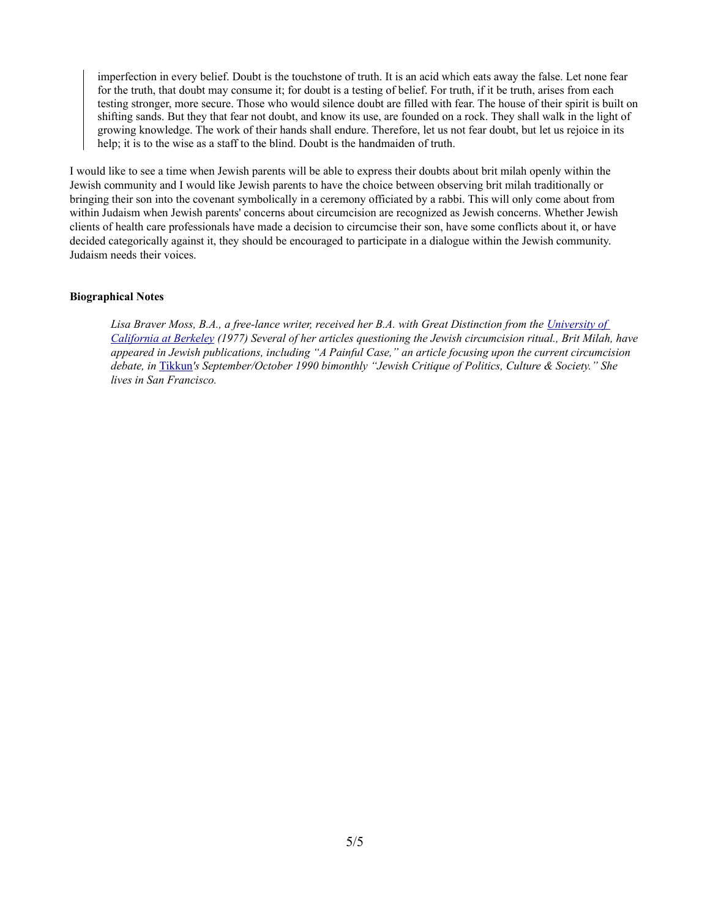> imperfection in every belief. Doubt is the touchstone of truth. It is an acid which eats away the false. Let none fear for the truth, that doubt may consume it; for doubt is a testing of belief. For truth, if it be truth, arises from each testing stronger, more secure. Those who would silence doubt are filled with fear. The house of their spirit is built on shifting sands. But they that fear not doubt, and know its use, are founded on a rock. They shall walk in the light of growing knowledge. The work of their hands shall endure. Therefore, let us not fear doubt, but let us rejoice in its help; it is to the wise as a staff to the blind. Doubt is the handmaiden of truth.

I would like to see a time when Jewish parents will be able to express their doubts about brit milah openly within the Jewish community and I would like Jewish parents to have the choice between observing brit milah traditionally or bringing their son into the covenant symbolically in a ceremony officiated by a rabbi. This will only come about from within Judaism when Jewish parents' concerns about circumcision are recognized as Jewish concerns. Whether Jewish clients of health care professionals have made a decision to circumcise their son, have some conflicts about it, or have decided categorically against it, they should be encouraged to participate in a dialogue within the Jewish community. Judaism needs their voices.

**Biographical Notes**

*Lisa Braver Moss, B.A., a free-lance writer, received her B.A. with Great Distinction from the University of California at Berkeley (1977) Several of her articles questioning the Jewish circumcision ritual., Brit Milah, have appeared in Jewish publications, including "A Painful Case," an article focusing upon the current circumcision debate, in* Tikkun*'s September/October 1990 bimonthly "Jewish Critique of Politics, Culture & Society." She lives in San Francisco.*